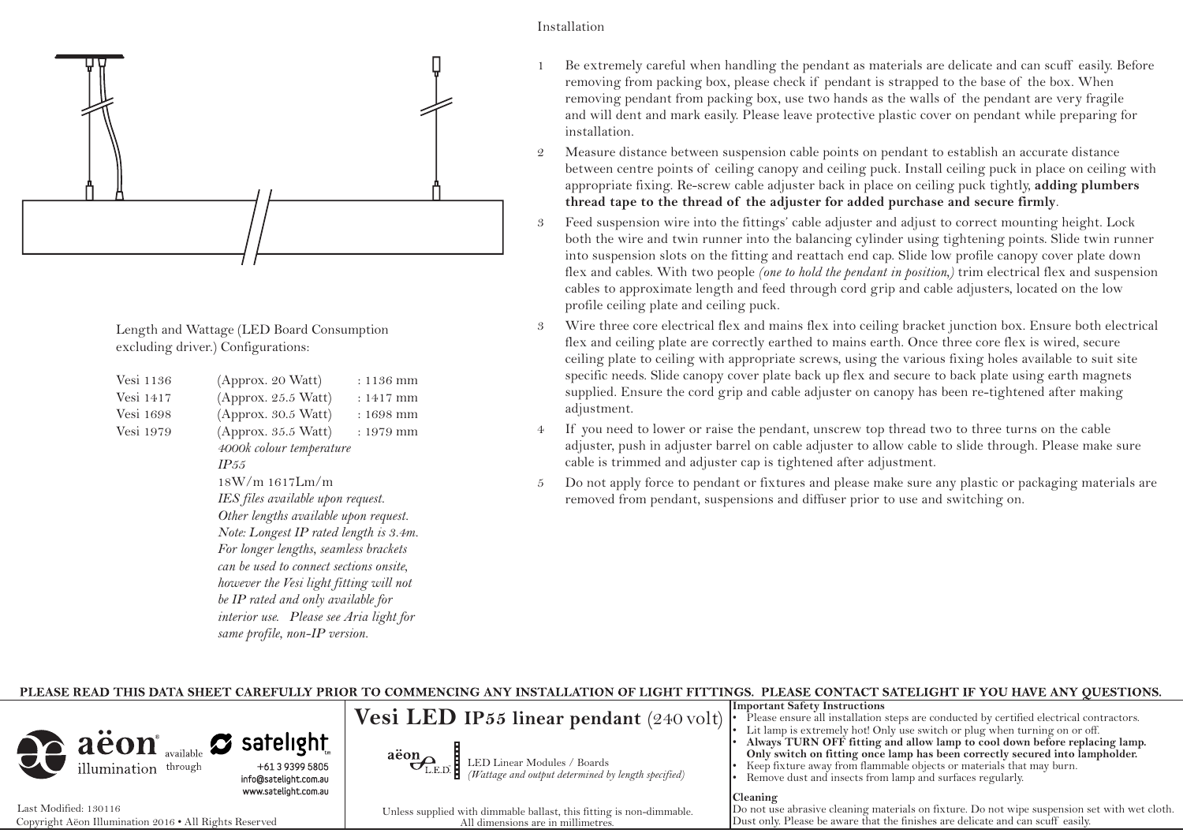Length and Wattage (LED Board Consumption excluding driver.) Configurations:

| | | |
|---|---|---|
| Vesi 1136 | (Approx. 20 Watt) | : 1136 mm |
| Vesi 1417 | (Approx. 25.5 Watt) | : 1417 mm |
| Vesi 1698 | (Approx. 30.5 Watt) | : 1698 mm |
| Vesi 1979 | (Approx. 35.5 Watt) | : 1979 mm |

*4000k colour temperature*

*IP55*

18W/m 1617Lm/m

*IES files available upon request.*

*Other lengths available upon request.*

*Note: Longest IP rated length is 3.4m. For longer lengths, seamless brackets can be used to connect sections onsite, however the Vesi light fitting will not be IP rated and only available for interior use. Please see Aria light for same profile, non-IP version.*

## Installation

1 Be extremely careful when handling the pendant as materials are delicate and can scuff easily. Before removing from packing box, please check if pendant is strapped to the base of the box. When removing pendant from packing box, use two hands as the walls of the pendant are very fragile and will dent and mark easily. Please leave protective plastic cover on pendant while preparing for installation.

2 Measure distance between suspension cable points on pendant to establish an accurate distance between centre points of ceiling canopy and ceiling puck. Install ceiling puck in place on ceiling with appropriate fixing. Re-screw cable adjuster back in place on ceiling puck tightly, **adding plumbers thread tape to the thread of the adjuster for added purchase and secure firmly**.

3 Feed suspension wire into the fittings' cable adjuster and adjust to correct mounting height. Lock both the wire and twin runner into the balancing cylinder using tightening points. Slide twin runner into suspension slots on the fitting and reattach end cap. Slide low profile canopy cover plate down flex and cables. With two people *(one to hold the pendant in position,)* trim electrical flex and suspension cables to approximate length and feed through cord grip and cable adjusters, located on the low profile ceiling plate and ceiling puck.

3 Wire three core electrical flex and mains flex into ceiling bracket junction box. Ensure both electrical flex and ceiling plate are correctly earthed to mains earth. Once three core flex is wired, secure ceiling plate to ceiling with appropriate screws, using the various fixing holes available to suit site specific needs. Slide canopy cover plate back up flex and secure to back plate using earth magnets supplied. Ensure the cord grip and cable adjuster on canopy has been re-tightened after making adjustment.

4 If you need to lower or raise the pendant, unscrew top thread two to three turns on the cable adjuster, push in adjuster barrel on cable adjuster to allow cable to slide through. Please make sure cable is trimmed and adjuster cap is tightened after adjustment.

5 Do not apply force to pendant or fixtures and please make sure any plastic or packaging materials are removed from pendant, suspensions and diffuser prior to use and switching on.

**PLEASE READ THIS DATA SHEET CAREFULLY PRIOR TO COMMENCING ANY INSTALLATION OF LIGHT FITTINGS. PLEASE CONTACT SATELIGHT IF YOU HAVE ANY QUESTIONS.**

aëon illumination available through satelight
+61 3 9399 5805
info@satelight.com.au
www.satelight.com.au

Last Modified: 130116
Copyright Aëon Illumination 2016 • All Rights Reserved

# Vesi LED IP55 linear pendant (240 volt)

aëon L.E.D. LED Linear Modules / Boards *(Wattage and output determined by length specified)*

Unless supplied with dimmable ballast, this fitting is non-dimmable.
All dimensions are in millimetres.

**Important Safety Instructions**

- Please ensure all installation steps are conducted by certified electrical contractors.
- Lit lamp is extremely hot! Only use switch or plug when turning on or off.
- **Always TURN OFF fitting and allow lamp to cool down before replacing lamp. Only switch on fitting once lamp has been correctly secured into lampholder.**
- Keep fixture away from flammable objects or materials that may burn.
- Remove dust and insects from lamp and surfaces regularly.

**Cleaning**

Do not use abrasive cleaning materials on fixture. Do not wipe suspension set with wet cloth. Dust only. Please be aware that the finishes are delicate and can scuff easily.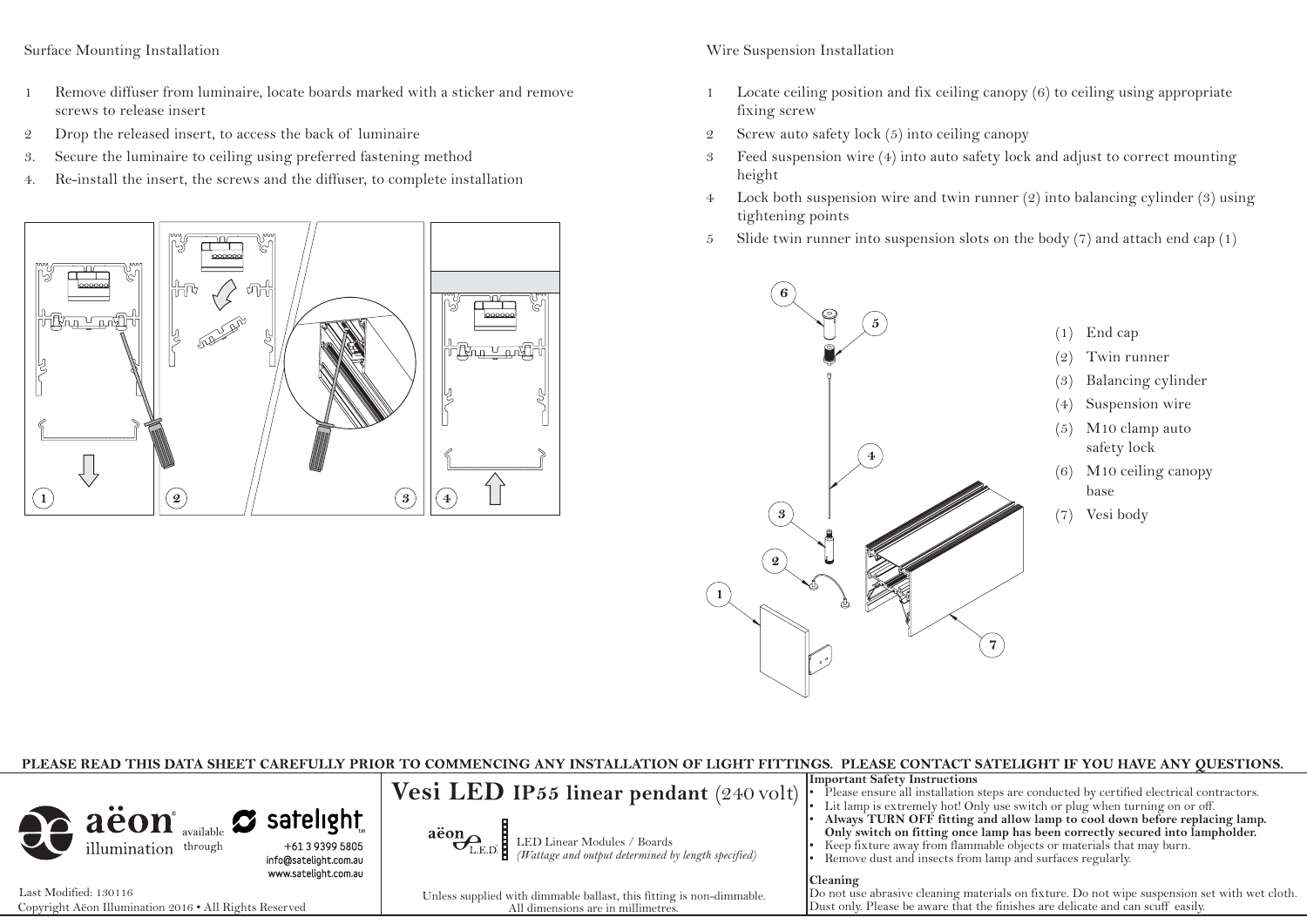## Surface Mounting Installation

1. Remove diffuser from luminaire, locate boards marked with a sticker and remove screws to release insert
2. Drop the released insert, to access the back of luminaire
3. Secure the luminaire to ceiling using preferred fastening method
4. Re-install the insert, the screws and the diffuser, to complete installation

## Wire Suspension Installation

1. Locate ceiling position and fix ceiling canopy (6) to ceiling using appropriate fixing screw
2. Screw auto safety lock (5) into ceiling canopy
3. Feed suspension wire (4) into auto safety lock and adjust to correct mounting height
4. Lock both suspension wire and twin runner (2) into balancing cylinder (3) using tightening points
5. Slide twin runner into suspension slots on the body (7) and attach end cap (1)

(1) End cap
(2) Twin runner
(3) Balancing cylinder
(4) Suspension wire
(5) M10 clamp auto safety lock
(6) M10 ceiling canopy base
(7) Vesi body

**PLEASE READ THIS DATA SHEET CAREFULLY PRIOR TO COMMENCING ANY INSTALLATION OF LIGHT FITTINGS. PLEASE CONTACT SATELIGHT IF YOU HAVE ANY QUESTIONS.**

aëon illumination available through satelight
+61 3 9399 5805
info@satelight.com.au
www.satelight.com.au

Last Modified: 130116
Copyright Aëon Illumination 2016 • All Rights Reserved

# Vesi LED IP55 linear pendant (240 volt)

aëon L.E.D. LED Linear Modules / Boards
*(Wattage and output determined by length specified)*

Unless supplied with dimmable ballast, this fitting is non-dimmable.
All dimensions are in millimetres.

**Important Safety Instructions**

- Please ensure all installation steps are conducted by certified electrical contractors.
- Lit lamp is extremely hot! Only use switch or plug when turning on or off.
- **Always TURN OFF fitting and allow lamp to cool down before replacing lamp. Only switch on fitting once lamp has been correctly secured into lampholder.**
- Keep fixture away from flammable objects or materials that may burn.
- Remove dust and insects from lamp and surfaces regularly.

**Cleaning**

Do not use abrasive cleaning materials on fixture. Do not wipe suspension set with wet cloth. Dust only. Please be aware that the finishes are delicate and can scuff easily.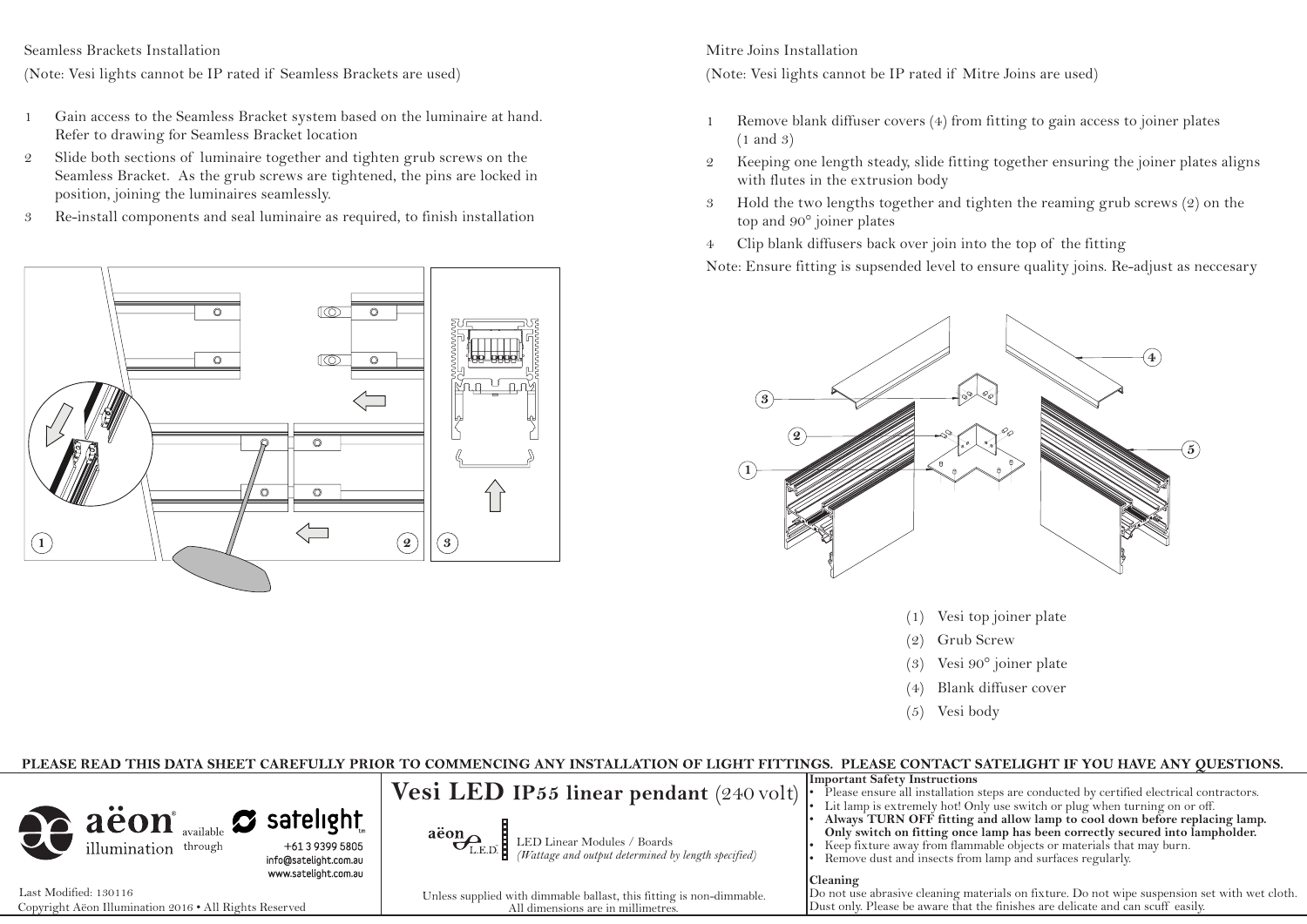## Seamless Brackets Installation

(Note: Vesi lights cannot be IP rated if Seamless Brackets are used)

1. Gain access to the Seamless Bracket system based on the luminaire at hand. Refer to drawing for Seamless Bracket location
2. Slide both sections of luminaire together and tighten grub screws on the Seamless Bracket. As the grub screws are tightened, the pins are locked in position, joining the luminaires seamlessly.
3. Re-install components and seal luminaire as required, to finish installation

## Mitre Joins Installation

(Note: Vesi lights cannot be IP rated if Mitre Joins are used)

1. Remove blank diffuser covers (4) from fitting to gain access to joiner plates (1 and 3)
2. Keeping one length steady, slide fitting together ensuring the joiner plates aligns with flutes in the extrusion body
3. Hold the two lengths together and tighten the reaming grub screws (2) on the top and 90° joiner plates
4. Clip blank diffusers back over join into the top of the fitting

Note: Ensure fitting is supsended level to ensure quality joins. Re-adjust as neccesary

(1) Vesi top joiner plate
(2) Grub Screw
(3) Vesi 90° joiner plate
(4) Blank diffuser cover
(5) Vesi body

**PLEASE READ THIS DATA SHEET CAREFULLY PRIOR TO COMMENCING ANY INSTALLATION OF LIGHT FITTINGS. PLEASE CONTACT SATELIGHT IF YOU HAVE ANY QUESTIONS.**

aëon illumination available through satelight
+61 3 9399 5805
info@satelight.com.au
www.satelight.com.au

Last Modified: 130116
Copyright Aëon Illumination 2016 • All Rights Reserved

# Vesi LED IP55 linear pendant (240 volt)

aëon L.E.D. LED Linear Modules / Boards
*(Wattage and output determined by length specified)*

Unless supplied with dimmable ballast, this fitting is non-dimmable.
All dimensions are in millimetres.

**Important Safety Instructions**
- Please ensure all installation steps are conducted by certified electrical contractors.
- Lit lamp is extremely hot! Only use switch or plug when turning on or off.
- **Always TURN OFF fitting and allow lamp to cool down before replacing lamp. Only switch on fitting once lamp has been correctly secured into lampholder.**
- Keep fixture away from flammable objects or materials that may burn.
- Remove dust and insects from lamp and surfaces regularly.

**Cleaning**
Do not use abrasive cleaning materials on fixture. Do not wipe suspension set with wet cloth. Dust only. Please be aware that the finishes are delicate and can scuff easily.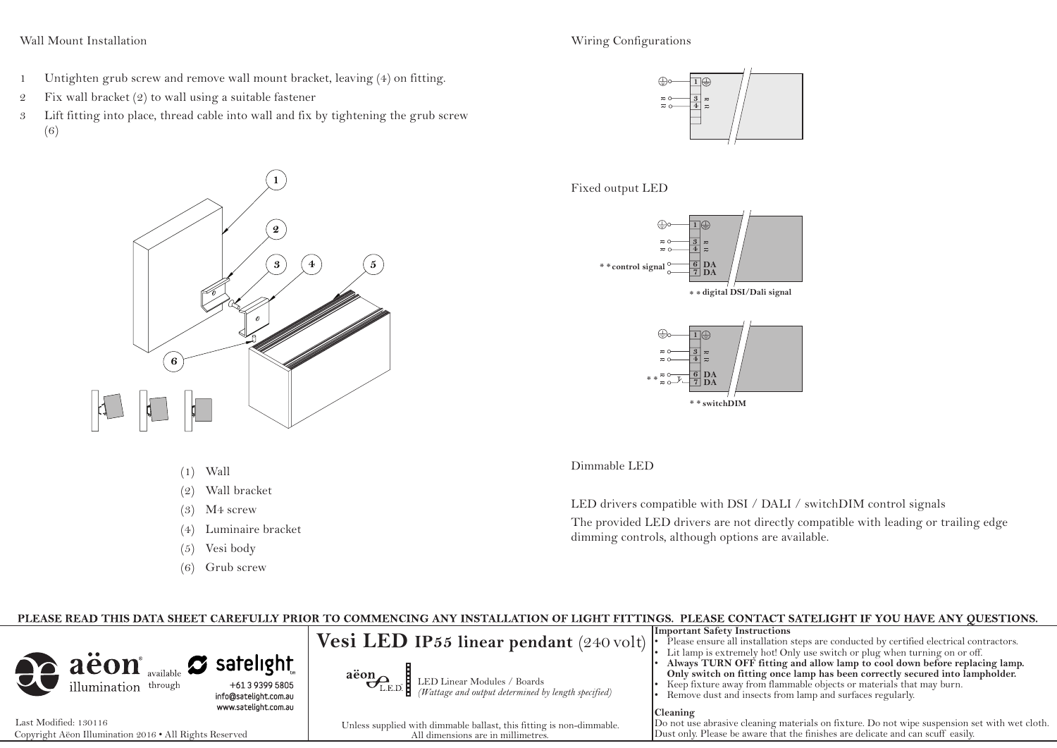## Wall Mount Installation

1. Untighten grub screw and remove wall mount bracket, leaving (4) on fitting.
2. Fix wall bracket (2) to wall using a suitable fastener
3. Lift fitting into place, thread cable into wall and fix by tightening the grub screw (6)

(1) Wall
(2) Wall bracket
(3) M4 screw
(4) Luminaire bracket
(5) Vesi body
(6) Grub screw

## Wiring Configurations

Fixed output LED

* * control signal
* * digital DSI/Dali signal
* * switchDIM

Dimmable LED

LED drivers compatible with DSI / DALI / switchDIM control signals

The provided LED drivers are not directly compatible with leading or trailing edge dimming controls, although options are available.

**PLEASE READ THIS DATA SHEET CAREFULLY PRIOR TO COMMENCING ANY INSTALLATION OF LIGHT FITTINGS. PLEASE CONTACT SATELIGHT IF YOU HAVE ANY QUESTIONS.**

aëon illumination available through satelight
+61 3 9399 5805
info@satelight.com.au
www.satelight.com.au

Last Modified: 130116
Copyright Aëon Illumination 2016 • All Rights Reserved

# Vesi LED IP55 linear pendant (240 volt)

aëon L.E.D. LED Linear Modules / Boards
*(Wattage and output determined by length specified)*

Unless supplied with dimmable ballast, this fitting is non-dimmable.
All dimensions are in millimetres.

**Important Safety Instructions**

- Please ensure all installation steps are conducted by certified electrical contractors.
- Lit lamp is extremely hot! Only use switch or plug when turning on or off.
- **Always TURN OFF fitting and allow lamp to cool down before replacing lamp. Only switch on fitting once lamp has been correctly secured into lampholder.**
- Keep fixture away from flammable objects or materials that may burn.
- Remove dust and insects from lamp and surfaces regularly.

**Cleaning**

Do not use abrasive cleaning materials on fixture. Do not wipe suspension set with wet cloth. Dust only. Please be aware that the finishes are delicate and can scuff easily.